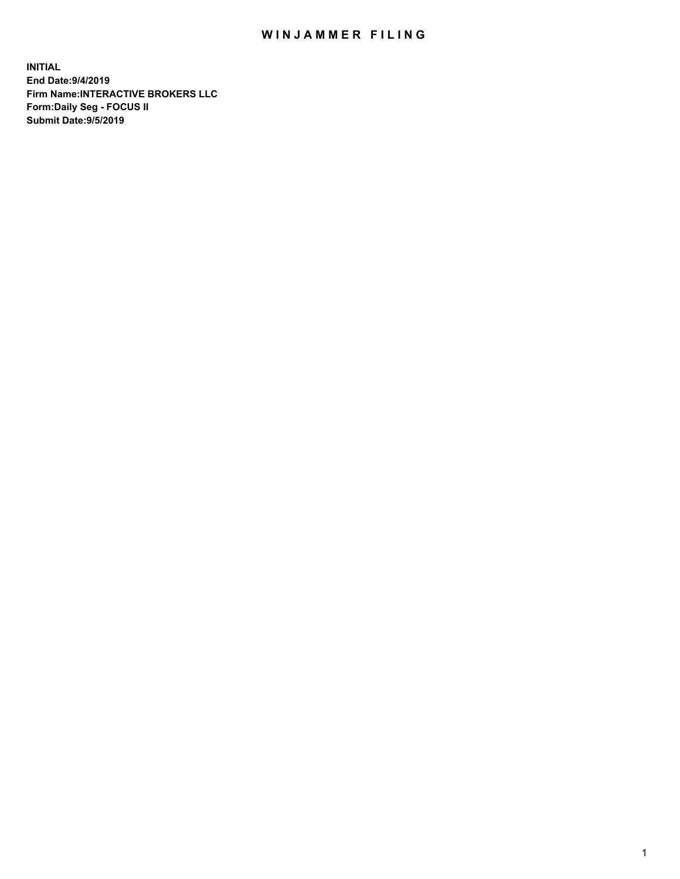# WINJAMMER FILING

**INITIAL**
**End Date:9/4/2019**
**Firm Name:INTERACTIVE BROKERS LLC**
**Form:Daily Seg - FOCUS II**
**Submit Date:9/5/2019**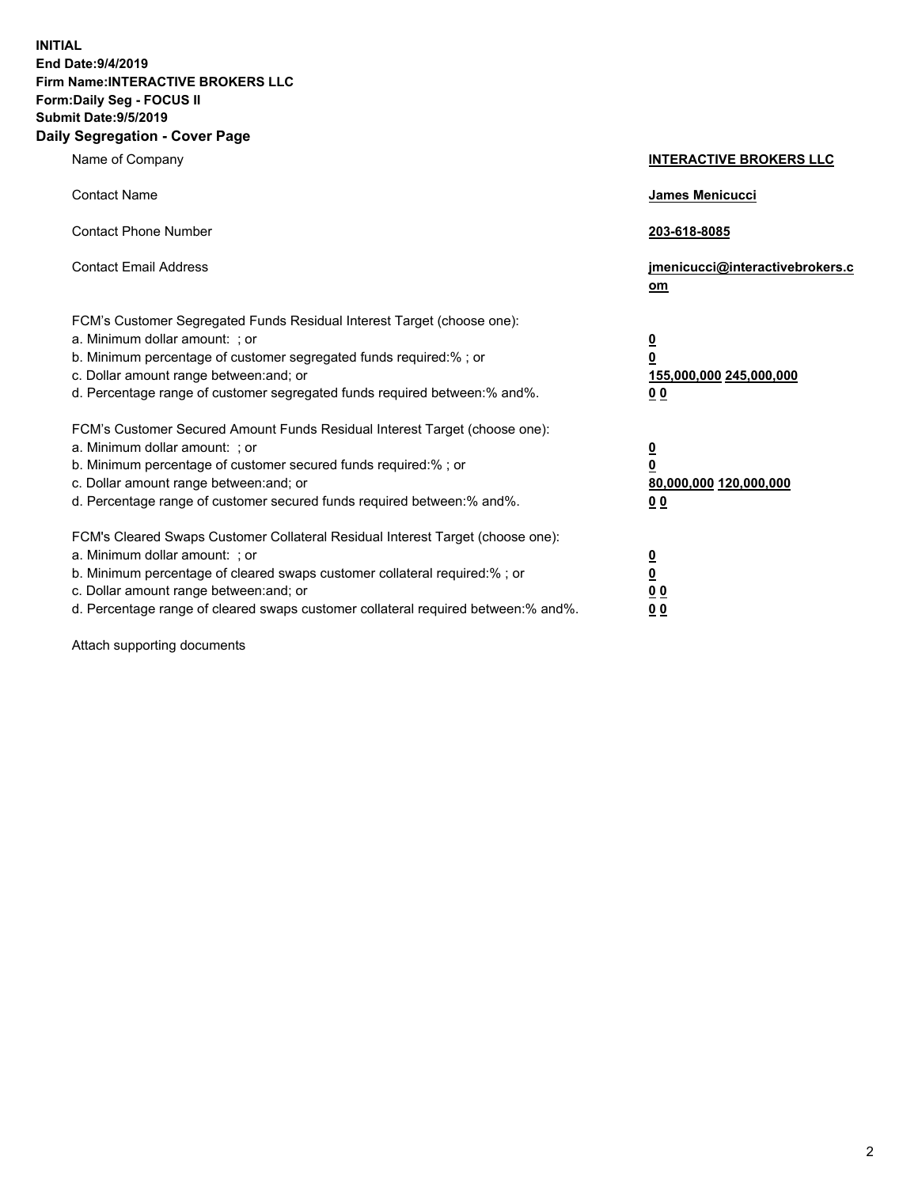**INITIAL**
**End Date:9/4/2019**
**Firm Name:INTERACTIVE BROKERS LLC**
**Form:Daily Seg - FOCUS II**
**Submit Date:9/5/2019**
**Daily Segregation - Cover Page**

| | |
|---|---|
| Name of Company | **INTERACTIVE BROKERS LLC** |
| Contact Name | **James Menicucci** |
| Contact Phone Number | **203-618-8085** |
| Contact Email Address | **jmenicucci@interactivebrokers.com** |
| FCM's Customer Segregated Funds Residual Interest Target (choose one): | |
| a. Minimum dollar amount: ; or | **0** |
| b. Minimum percentage of customer segregated funds required:% ; or | **0** |
| c. Dollar amount range between:and; or | **155,000,000 245,000,000** |
| d. Percentage range of customer segregated funds required between:% and%. | **0 0** |
| FCM's Customer Secured Amount Funds Residual Interest Target (choose one): | |
| a. Minimum dollar amount: ; or | **0** |
| b. Minimum percentage of customer secured funds required:% ; or | **0** |
| c. Dollar amount range between:and; or | **80,000,000 120,000,000** |
| d. Percentage range of customer secured funds required between:% and%. | **0 0** |
| FCM's Cleared Swaps Customer Collateral Residual Interest Target (choose one): | |
| a. Minimum dollar amount: ; or | **0** |
| b. Minimum percentage of cleared swaps customer collateral required:% ; or | **0** |
| c. Dollar amount range between:and; or | **0 0** |
| d. Percentage range of cleared swaps customer collateral required between:% and%. | **0 0** |

Attach supporting documents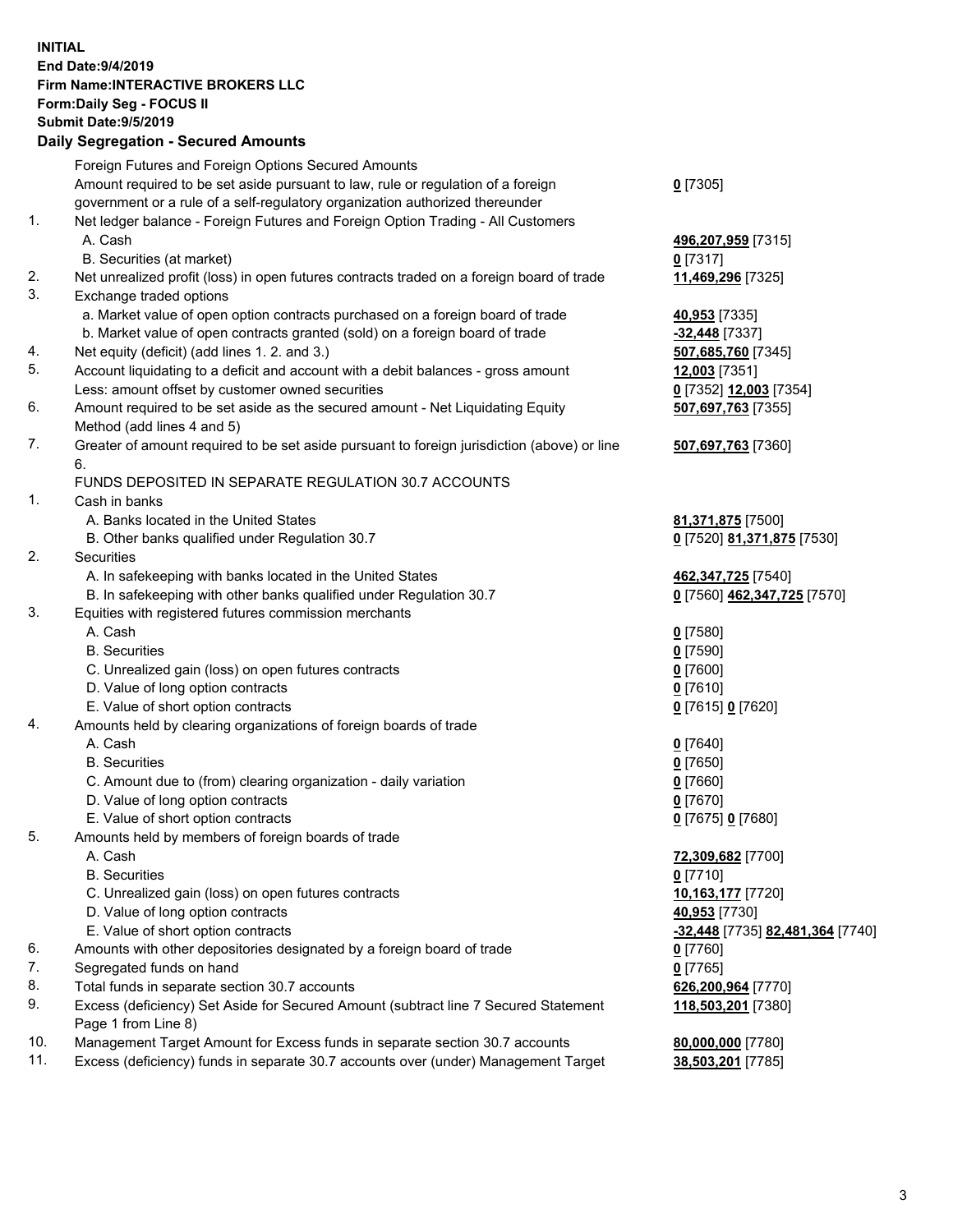**INITIAL**
**End Date:9/4/2019**
**Firm Name:INTERACTIVE BROKERS LLC**
**Form:Daily Seg - FOCUS II**
**Submit Date:9/5/2019**

## Daily Segregation - Secured Amounts

| | | |
|---|---|---|
| | Foreign Futures and Foreign Options Secured Amounts | |
| | Amount required to be set aside pursuant to law, rule or regulation of a foreign government or a rule of a self-regulatory organization authorized thereunder | **0** [7305] |
| 1. | Net ledger balance - Foreign Futures and Foreign Option Trading - All Customers | |
| | A. Cash | **496,207,959** [7315] |
| | B. Securities (at market) | **0** [7317] |
| 2. | Net unrealized profit (loss) in open futures contracts traded on a foreign board of trade | **11,469,296** [7325] |
| 3. | Exchange traded options | |
| | a. Market value of open option contracts purchased on a foreign board of trade | **40,953** [7335] |
| | b. Market value of open contracts granted (sold) on a foreign board of trade | **-32,448** [7337] |
| 4. | Net equity (deficit) (add lines 1. 2. and 3.) | **507,685,760** [7345] |
| 5. | Account liquidating to a deficit and account with a debit balances - gross amount | **12,003** [7351] |
| | Less: amount offset by customer owned securities | **0** [7352] **12,003** [7354] |
| 6. | Amount required to be set aside as the secured amount - Net Liquidating Equity Method (add lines 4 and 5) | **507,697,763** [7355] |
| 7. | Greater of amount required to be set aside pursuant to foreign jurisdiction (above) or line 6. | **507,697,763** [7360] |
| | FUNDS DEPOSITED IN SEPARATE REGULATION 30.7 ACCOUNTS | |
| 1. | Cash in banks | |
| | A. Banks located in the United States | **81,371,875** [7500] |
| | B. Other banks qualified under Regulation 30.7 | **0** [7520] **81,371,875** [7530] |
| 2. | Securities | |
| | A. In safekeeping with banks located in the United States | **462,347,725** [7540] |
| | B. In safekeeping with other banks qualified under Regulation 30.7 | **0** [7560] **462,347,725** [7570] |
| 3. | Equities with registered futures commission merchants | |
| | A. Cash | **0** [7580] |
| | B. Securities | **0** [7590] |
| | C. Unrealized gain (loss) on open futures contracts | **0** [7600] |
| | D. Value of long option contracts | **0** [7610] |
| | E. Value of short option contracts | **0** [7615] **0** [7620] |
| 4. | Amounts held by clearing organizations of foreign boards of trade | |
| | A. Cash | **0** [7640] |
| | B. Securities | **0** [7650] |
| | C. Amount due to (from) clearing organization - daily variation | **0** [7660] |
| | D. Value of long option contracts | **0** [7670] |
| | E. Value of short option contracts | **0** [7675] **0** [7680] |
| 5. | Amounts held by members of foreign boards of trade | |
| | A. Cash | **72,309,682** [7700] |
| | B. Securities | **0** [7710] |
| | C. Unrealized gain (loss) on open futures contracts | **10,163,177** [7720] |
| | D. Value of long option contracts | **40,953** [7730] |
| | E. Value of short option contracts | **-32,448** [7735] **82,481,364** [7740] |
| 6. | Amounts with other depositories designated by a foreign board of trade | **0** [7760] |
| 7. | Segregated funds on hand | **0** [7765] |
| 8. | Total funds in separate section 30.7 accounts | **626,200,964** [7770] |
| 9. | Excess (deficiency) Set Aside for Secured Amount (subtract line 7 Secured Statement Page 1 from Line 8) | **118,503,201** [7380] |
| 10. | Management Target Amount for Excess funds in separate section 30.7 accounts | **80,000,000** [7780] |
| 11. | Excess (deficiency) funds in separate 30.7 accounts over (under) Management Target | **38,503,201** [7785] |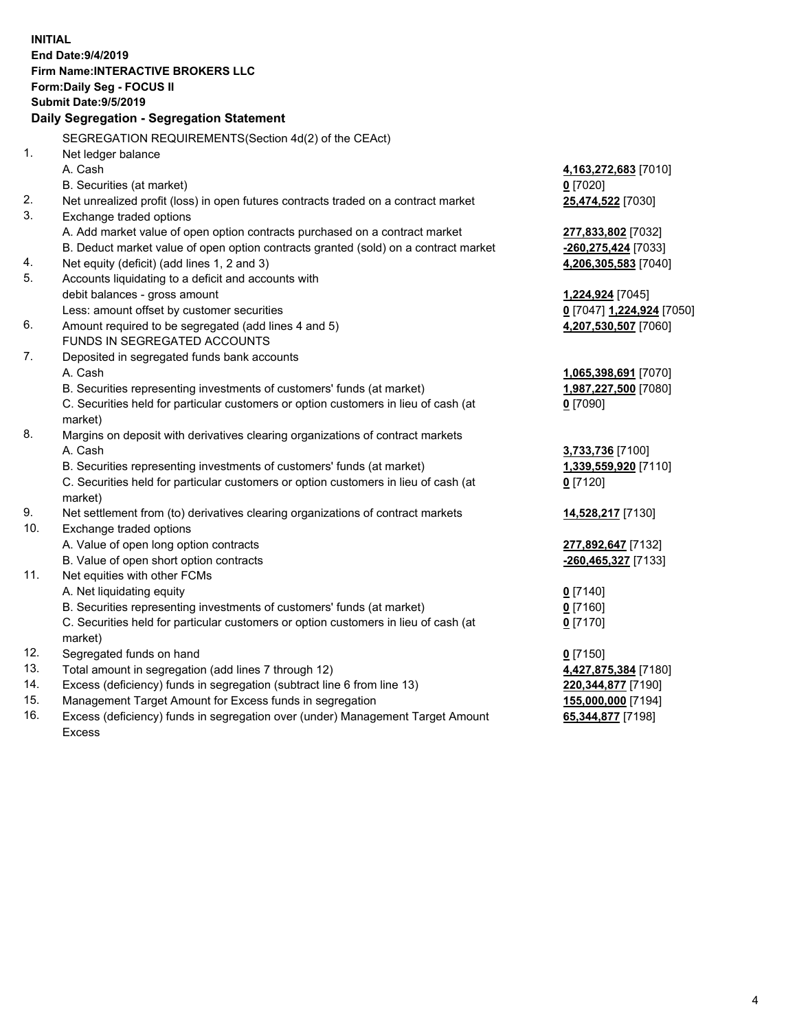**INITIAL**
**End Date:9/4/2019**
**Firm Name:INTERACTIVE BROKERS LLC**
**Form:Daily Seg - FOCUS II**
**Submit Date:9/5/2019**

**Daily Segregation - Segregation Statement**

SEGREGATION REQUIREMENTS(Section 4d(2) of the CEAct)

| | | |
|---|---|---|
| 1. | Net ledger balance | |
| | A. Cash | **4,163,272,683** [7010] |
| | B. Securities (at market) | **0** [7020] |
| 2. | Net unrealized profit (loss) in open futures contracts traded on a contract market | **25,474,522** [7030] |
| 3. | Exchange traded options | |
| | A. Add market value of open option contracts purchased on a contract market | **277,833,802** [7032] |
| | B. Deduct market value of open option contracts granted (sold) on a contract market | **-260,275,424** [7033] |
| 4. | Net equity (deficit) (add lines 1, 2 and 3) | **4,206,305,583** [7040] |
| 5. | Accounts liquidating to a deficit and accounts with | |
| | debit balances - gross amount | **1,224,924** [7045] |
| | Less: amount offset by customer securities | **0** [7047] **1,224,924** [7050] |
| 6. | Amount required to be segregated (add lines 4 and 5) | **4,207,530,507** [7060] |
| | FUNDS IN SEGREGATED ACCOUNTS | |
| 7. | Deposited in segregated funds bank accounts | |
| | A. Cash | **1,065,398,691** [7070] |
| | B. Securities representing investments of customers' funds (at market) | **1,987,227,500** [7080] |
| | C. Securities held for particular customers or option customers in lieu of cash (at market) | **0** [7090] |
| 8. | Margins on deposit with derivatives clearing organizations of contract markets | |
| | A. Cash | **3,733,736** [7100] |
| | B. Securities representing investments of customers' funds (at market) | **1,339,559,920** [7110] |
| | C. Securities held for particular customers or option customers in lieu of cash (at market) | **0** [7120] |
| 9. | Net settlement from (to) derivatives clearing organizations of contract markets | **14,528,217** [7130] |
| 10. | Exchange traded options | |
| | A. Value of open long option contracts | **277,892,647** [7132] |
| | B. Value of open short option contracts | **-260,465,327** [7133] |
| 11. | Net equities with other FCMs | |
| | A. Net liquidating equity | **0** [7140] |
| | B. Securities representing investments of customers' funds (at market) | **0** [7160] |
| | C. Securities held for particular customers or option customers in lieu of cash (at market) | **0** [7170] |
| 12. | Segregated funds on hand | **0** [7150] |
| 13. | Total amount in segregation (add lines 7 through 12) | **4,427,875,384** [7180] |
| 14. | Excess (deficiency) funds in segregation (subtract line 6 from line 13) | **220,344,877** [7190] |
| 15. | Management Target Amount for Excess funds in segregation | **155,000,000** [7194] |
| 16. | Excess (deficiency) funds in segregation over (under) Management Target Amount Excess | **65,344,877** [7198] |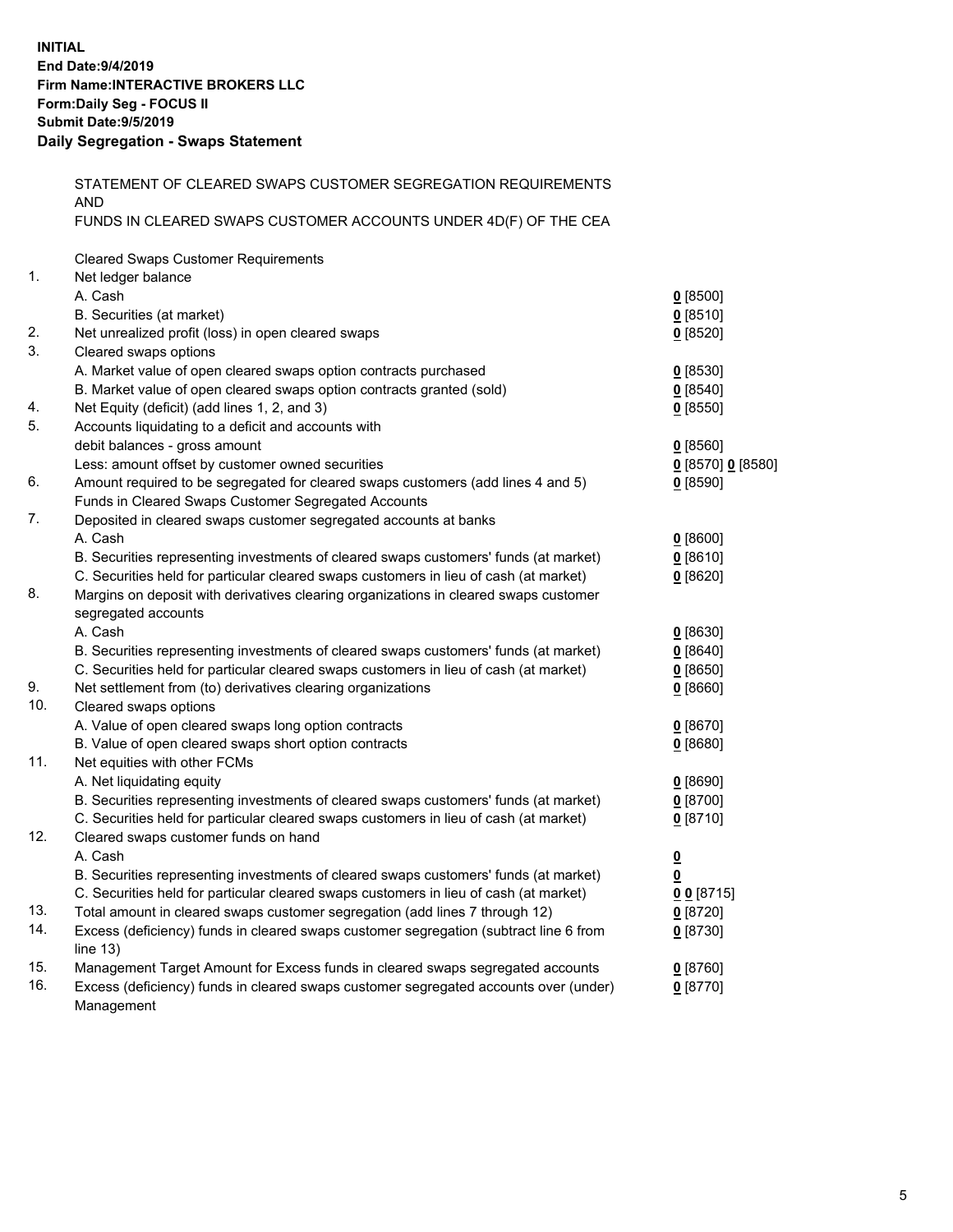**INITIAL**
**End Date:9/4/2019**
**Firm Name:INTERACTIVE BROKERS LLC**
**Form:Daily Seg - FOCUS II**
**Submit Date:9/5/2019**
**Daily Segregation - Swaps Statement**

STATEMENT OF CLEARED SWAPS CUSTOMER SEGREGATION REQUIREMENTS AND FUNDS IN CLEARED SWAPS CUSTOMER ACCOUNTS UNDER 4D(F) OF THE CEA

| | | |
|---|---|---|
| | Cleared Swaps Customer Requirements | |
| 1. | Net ledger balance | |
| | A. Cash | 0 [8500] |
| | B. Securities (at market) | 0 [8510] |
| 2. | Net unrealized profit (loss) in open cleared swaps | 0 [8520] |
| 3. | Cleared swaps options | |
| | A. Market value of open cleared swaps option contracts purchased | 0 [8530] |
| | B. Market value of open cleared swaps option contracts granted (sold) | 0 [8540] |
| 4. | Net Equity (deficit) (add lines 1, 2, and 3) | 0 [8550] |
| 5. | Accounts liquidating to a deficit and accounts with debit balances - gross amount | 0 [8560] |
| | Less: amount offset by customer owned securities | 0 [8570] 0 [8580] |
| 6. | Amount required to be segregated for cleared swaps customers (add lines 4 and 5) | 0 [8590] |
| | Funds in Cleared Swaps Customer Segregated Accounts | |
| 7. | Deposited in cleared swaps customer segregated accounts at banks | |
| | A. Cash | 0 [8600] |
| | B. Securities representing investments of cleared swaps customers' funds (at market) | 0 [8610] |
| | C. Securities held for particular cleared swaps customers in lieu of cash (at market) | 0 [8620] |
| 8. | Margins on deposit with derivatives clearing organizations in cleared swaps customer segregated accounts | |
| | A. Cash | 0 [8630] |
| | B. Securities representing investments of cleared swaps customers' funds (at market) | 0 [8640] |
| | C. Securities held for particular cleared swaps customers in lieu of cash (at market) | 0 [8650] |
| 9. | Net settlement from (to) derivatives clearing organizations | 0 [8660] |
| 10. | Cleared swaps options | |
| | A. Value of open cleared swaps long option contracts | 0 [8670] |
| | B. Value of open cleared swaps short option contracts | 0 [8680] |
| 11. | Net equities with other FCMs | |
| | A. Net liquidating equity | 0 [8690] |
| | B. Securities representing investments of cleared swaps customers' funds (at market) | 0 [8700] |
| | C. Securities held for particular cleared swaps customers in lieu of cash (at market) | 0 [8710] |
| 12. | Cleared swaps customer funds on hand | |
| | A. Cash | 0 |
| | B. Securities representing investments of cleared swaps customers' funds (at market) | 0 |
| | C. Securities held for particular cleared swaps customers in lieu of cash (at market) | 0 0 [8715] |
| 13. | Total amount in cleared swaps customer segregation (add lines 7 through 12) | 0 [8720] |
| 14. | Excess (deficiency) funds in cleared swaps customer segregation (subtract line 6 from line 13) | 0 [8730] |
| 15. | Management Target Amount for Excess funds in cleared swaps segregated accounts | 0 [8760] |
| 16. | Excess (deficiency) funds in cleared swaps customer segregated accounts over (under) Management | 0 [8770] |